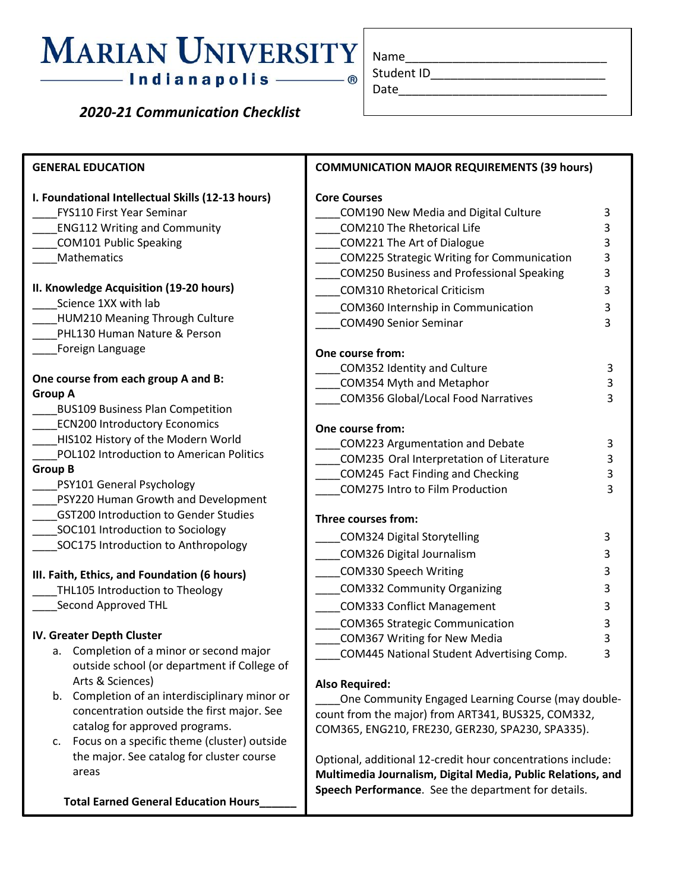# Marian University Indianapolis

*2020-21 Communication Checklist*

Name____________________________
Student ID_________________________
Date_____________________________

## GENERAL EDUCATION

**I. Foundational Intellectual Skills (12-13 hours)**

____FYS110 First Year Seminar
____ENG112 Writing and Community
____COM101 Public Speaking
____Mathematics

**II. Knowledge Acquisition (19-20 hours)**

____Science 1XX with lab
____HUM210 Meaning Through Culture
____PHL130 Human Nature & Person
____Foreign Language

**One course from each group A and B:**

**Group A**

____BUS109 Business Plan Competition
____ECN200 Introductory Economics
____HIS102 History of the Modern World
____POL102 Introduction to American Politics

**Group B**

____PSY101 General Psychology
____PSY220 Human Growth and Development
____GST200 Introduction to Gender Studies
____SOC101 Introduction to Sociology
____SOC175 Introduction to Anthropology

**III. Faith, Ethics, and Foundation (6 hours)**

____THL105 Introduction to Theology
____Second Approved THL

**IV. Greater Depth Cluster**

a. Completion of a minor or second major outside school (or department if College of Arts & Sciences)
b. Completion of an interdisciplinary minor or concentration outside the first major. See catalog for approved programs.
c. Focus on a specific theme (cluster) outside the major. See catalog for cluster course areas

**Total Earned General Education Hours______**

## COMMUNICATION MAJOR REQUIREMENTS (39 hours)

**Core Courses**

| Course | Hours |
|---|---|
| ____COM190 New Media and Digital Culture | 3 |
| ____COM210 The Rhetorical Life | 3 |
| ____COM221 The Art of Dialogue | 3 |
| ____COM225 Strategic Writing for Communication | 3 |
| ____COM250 Business and Professional Speaking | 3 |
| ____COM310 Rhetorical Criticism | 3 |
| ____COM360 Internship in Communication | 3 |
| ____COM490 Senior Seminar | 3 |

**One course from:**

| Course | Hours |
|---|---|
| ____COM352 Identity and Culture | 3 |
| ____COM354 Myth and Metaphor | 3 |
| ____COM356 Global/Local Food Narratives | 3 |

**One course from:**

| Course | Hours |
|---|---|
| ____COM223 Argumentation and Debate | 3 |
| ____COM235 Oral Interpretation of Literature | 3 |
| ____COM245 Fact Finding and Checking | 3 |
| ____COM275 Intro to Film Production | 3 |

**Three courses from:**

| Course | Hours |
|---|---|
| ____COM324 Digital Storytelling | 3 |
| ____COM326 Digital Journalism | 3 |
| ____COM330 Speech Writing | 3 |
| ____COM332 Community Organizing | 3 |
| ____COM333 Conflict Management | 3 |
| ____COM365 Strategic Communication | 3 |
| ____COM367 Writing for New Media | 3 |
| ____COM445 National Student Advertising Comp. | 3 |

**Also Required:**

____One Community Engaged Learning Course (may double-count from the major) from ART341, BUS325, COM332, COM365, ENG210, FRE230, GER230, SPA230, SPA335).

Optional, additional 12-credit hour concentrations include: **Multimedia Journalism, Digital Media, Public Relations, and Speech Performance**. See the department for details.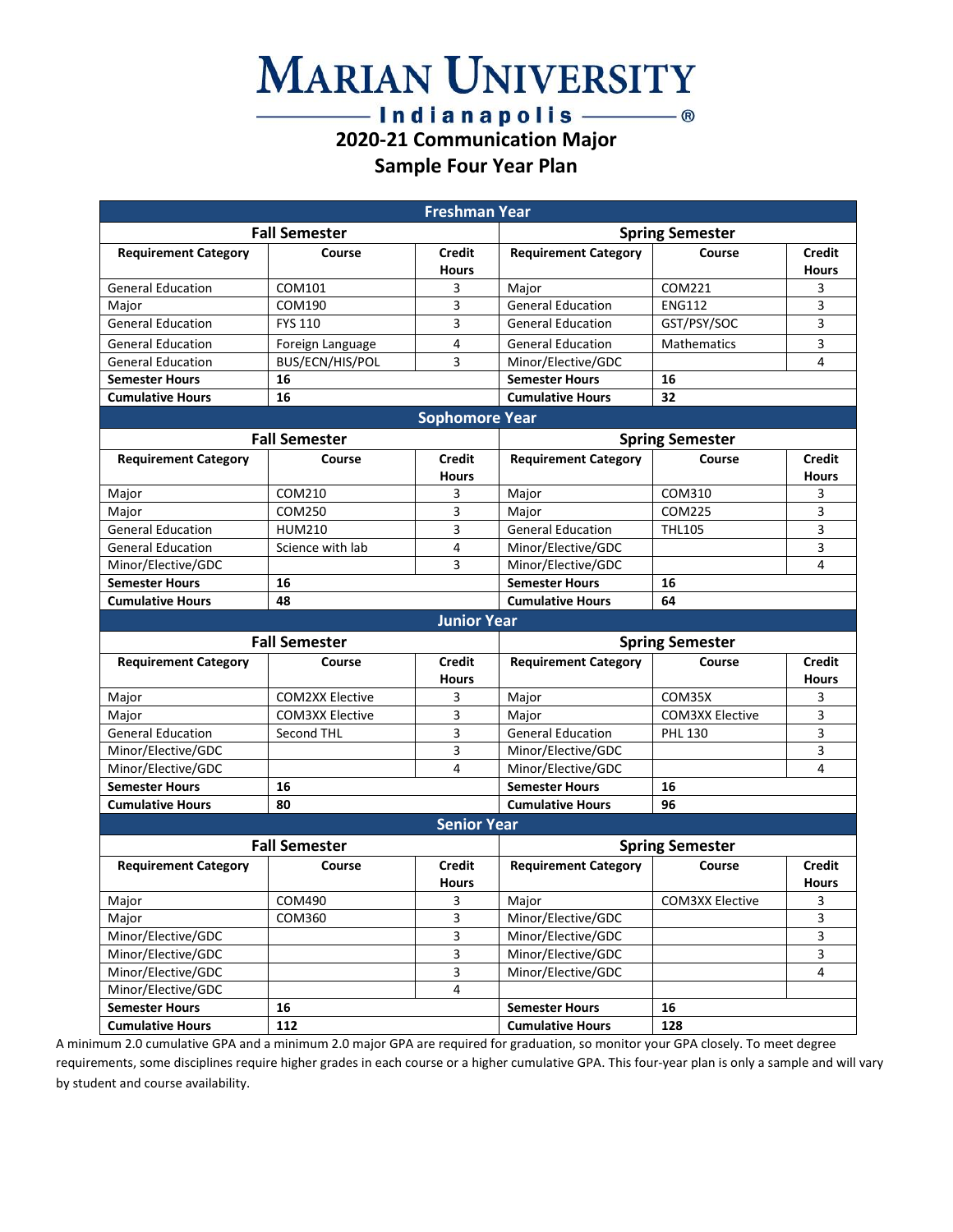# MARIAN UNIVERSITY

Indianapolis ®

## 2020-21 Communication Major
## Sample Four Year Plan

| Freshman Year | | | | | |
|---|---|---|---|---|---|
| **Fall Semester** | | | **Spring Semester** | | |
| **Requirement Category** | **Course** | **Credit Hours** | **Requirement Category** | **Course** | **Credit Hours** |
| General Education | COM101 | 3 | Major | COM221 | 3 |
| Major | COM190 | 3 | General Education | ENG112 | 3 |
| General Education | FYS 110 | 3 | General Education | GST/PSY/SOC | 3 |
| General Education | Foreign Language | 4 | General Education | Mathematics | 3 |
| General Education | BUS/ECN/HIS/POL | 3 | Minor/Elective/GDC | | 4 |
| **Semester Hours** | **16** | | **Semester Hours** | **16** | |
| **Cumulative Hours** | **16** | | **Cumulative Hours** | **32** | |
| **Sophomore Year** | | | | | |
| **Fall Semester** | | | **Spring Semester** | | |
| **Requirement Category** | **Course** | **Credit Hours** | **Requirement Category** | **Course** | **Credit Hours** |
| Major | COM210 | 3 | Major | COM310 | 3 |
| Major | COM250 | 3 | Major | COM225 | 3 |
| General Education | HUM210 | 3 | General Education | THL105 | 3 |
| General Education | Science with lab | 4 | Minor/Elective/GDC | | 3 |
| Minor/Elective/GDC | | 3 | Minor/Elective/GDC | | 4 |
| **Semester Hours** | **16** | | **Semester Hours** | **16** | |
| **Cumulative Hours** | **48** | | **Cumulative Hours** | **64** | |
| **Junior Year** | | | | | |
| **Fall Semester** | | | **Spring Semester** | | |
| **Requirement Category** | **Course** | **Credit Hours** | **Requirement Category** | **Course** | **Credit Hours** |
| Major | COM2XX Elective | 3 | Major | COM35X | 3 |
| Major | COM3XX Elective | 3 | Major | COM3XX Elective | 3 |
| General Education | Second THL | 3 | General Education | PHL 130 | 3 |
| Minor/Elective/GDC | | 3 | Minor/Elective/GDC | | 3 |
| Minor/Elective/GDC | | 4 | Minor/Elective/GDC | | 4 |
| **Semester Hours** | **16** | | **Semester Hours** | **16** | |
| **Cumulative Hours** | **80** | | **Cumulative Hours** | **96** | |
| **Senior Year** | | | | | |
| **Fall Semester** | | | **Spring Semester** | | |
| **Requirement Category** | **Course** | **Credit Hours** | **Requirement Category** | **Course** | **Credit Hours** |
| Major | COM490 | 3 | Major | COM3XX Elective | 3 |
| Major | COM360 | 3 | Minor/Elective/GDC | | 3 |
| Minor/Elective/GDC | | 3 | Minor/Elective/GDC | | 3 |
| Minor/Elective/GDC | | 3 | Minor/Elective/GDC | | 3 |
| Minor/Elective/GDC | | 3 | Minor/Elective/GDC | | 4 |
| Minor/Elective/GDC | | 4 | | | |
| **Semester Hours** | **16** | | **Semester Hours** | **16** | |
| **Cumulative Hours** | **112** | | **Cumulative Hours** | **128** | |

A minimum 2.0 cumulative GPA and a minimum 2.0 major GPA are required for graduation, so monitor your GPA closely. To meet degree requirements, some disciplines require higher grades in each course or a higher cumulative GPA. This four-year plan is only a sample and will vary by student and course availability.